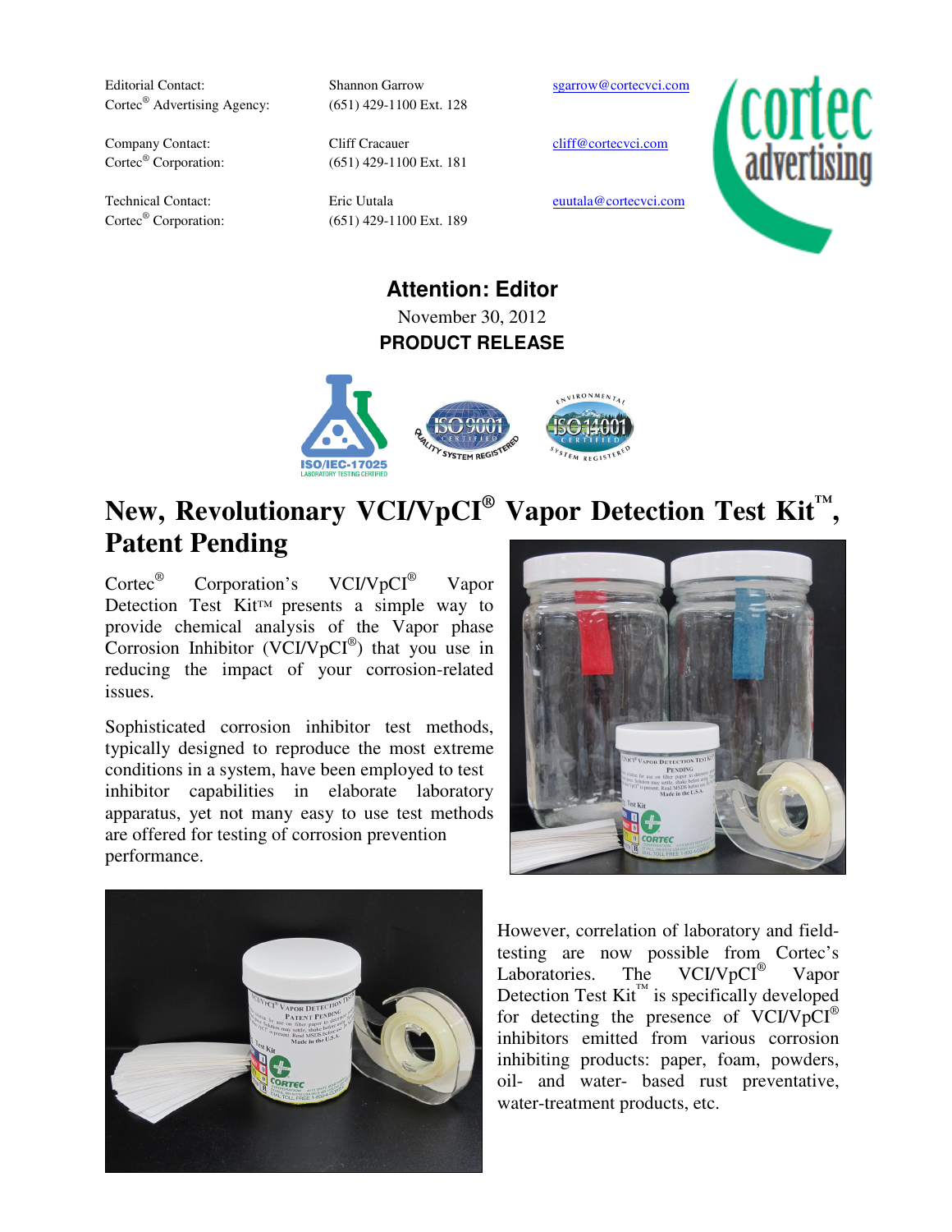| | | |
|---|---|---|
| Editorial Contact:<br>Cortec® Advertising Agency: | Shannon Garrow<br>(651) 429-1100 Ext. 128 | sgarrow@cortecvci.com |
| Company Contact:<br>Cortec® Corporation: | Cliff Cracauer<br>(651) 429-1100 Ext. 181 | cliff@cortecvci.com |
| Technical Contact:<br>Cortec® Corporation: | Eric Uutala<br>(651) 429-1100 Ext. 189 | euutala@cortecvci.com |

**Attention: Editor**

November 30, 2012

**PRODUCT RELEASE**

# New, Revolutionary VCI/VpCI® Vapor Detection Test Kit™, Patent Pending

Cortec® Corporation's VCI/VpCI® Vapor Detection Test Kit™ presents a simple way to provide chemical analysis of the Vapor phase Corrosion Inhibitor (VCI/VpCI®) that you use in reducing the impact of your corrosion-related issues.

Sophisticated corrosion inhibitor test methods, typically designed to reproduce the most extreme conditions in a system, have been employed to test inhibitor capabilities in elaborate laboratory apparatus, yet not many easy to use test methods are offered for testing of corrosion prevention performance.

However, correlation of laboratory and field-testing are now possible from Cortec's Laboratories. The VCI/VpCI® Vapor Detection Test Kit™ is specifically developed for detecting the presence of VCI/VpCI® inhibitors emitted from various corrosion inhibiting products: paper, foam, powders, oil- and water- based rust preventative, water-treatment products, etc.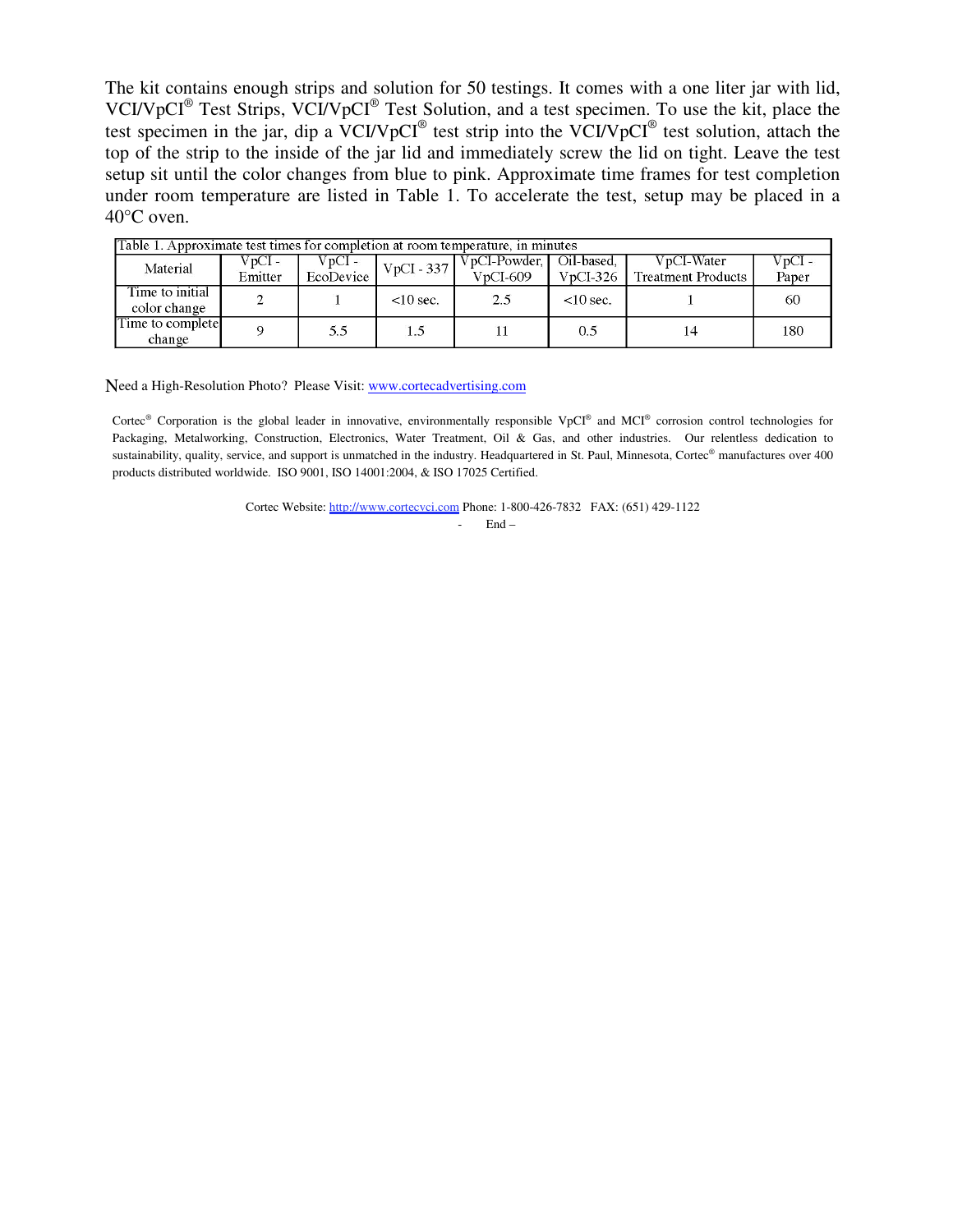The kit contains enough strips and solution for 50 testings. It comes with a one liter jar with lid, VCI/VpCI® Test Strips, VCI/VpCI® Test Solution, and a test specimen. To use the kit, place the test specimen in the jar, dip a VCI/VpCI® test strip into the VCI/VpCI® test solution, attach the top of the strip to the inside of the jar lid and immediately screw the lid on tight. Leave the test setup sit until the color changes from blue to pink. Approximate time frames for test completion under room temperature are listed in Table 1. To accelerate the test, setup may be placed in a 40°C oven.

Table 1. Approximate test times for completion at room temperature, in minutes

| Material | VpCI - Emitter | VpCI - EcoDevice | VpCI - 337 | VpCI-Powder, VpCI-609 | Oil-based, VpCI-326 | VpCI-Water Treatment Products | VpCI - Paper |
|---|---|---|---|---|---|---|---|
| Time to initial color change | 2 | 1 | <10 sec. | 2.5 | <10 sec. | 1 | 60 |
| Time to complete change | 9 | 5.5 | 1.5 | 11 | 0.5 | 14 | 180 |

Need a High-Resolution Photo? Please Visit: www.cortecadvertising.com

Cortec® Corporation is the global leader in innovative, environmentally responsible VpCI® and MCI® corrosion control technologies for Packaging, Metalworking, Construction, Electronics, Water Treatment, Oil & Gas, and other industries. Our relentless dedication to sustainability, quality, service, and support is unmatched in the industry. Headquartered in St. Paul, Minnesota, Cortec® manufactures over 400 products distributed worldwide. ISO 9001, ISO 14001:2004, & ISO 17025 Certified.

Cortec Website: http://www.cortecvci.com Phone: 1-800-426-7832 FAX: (651) 429-1122

\- End –